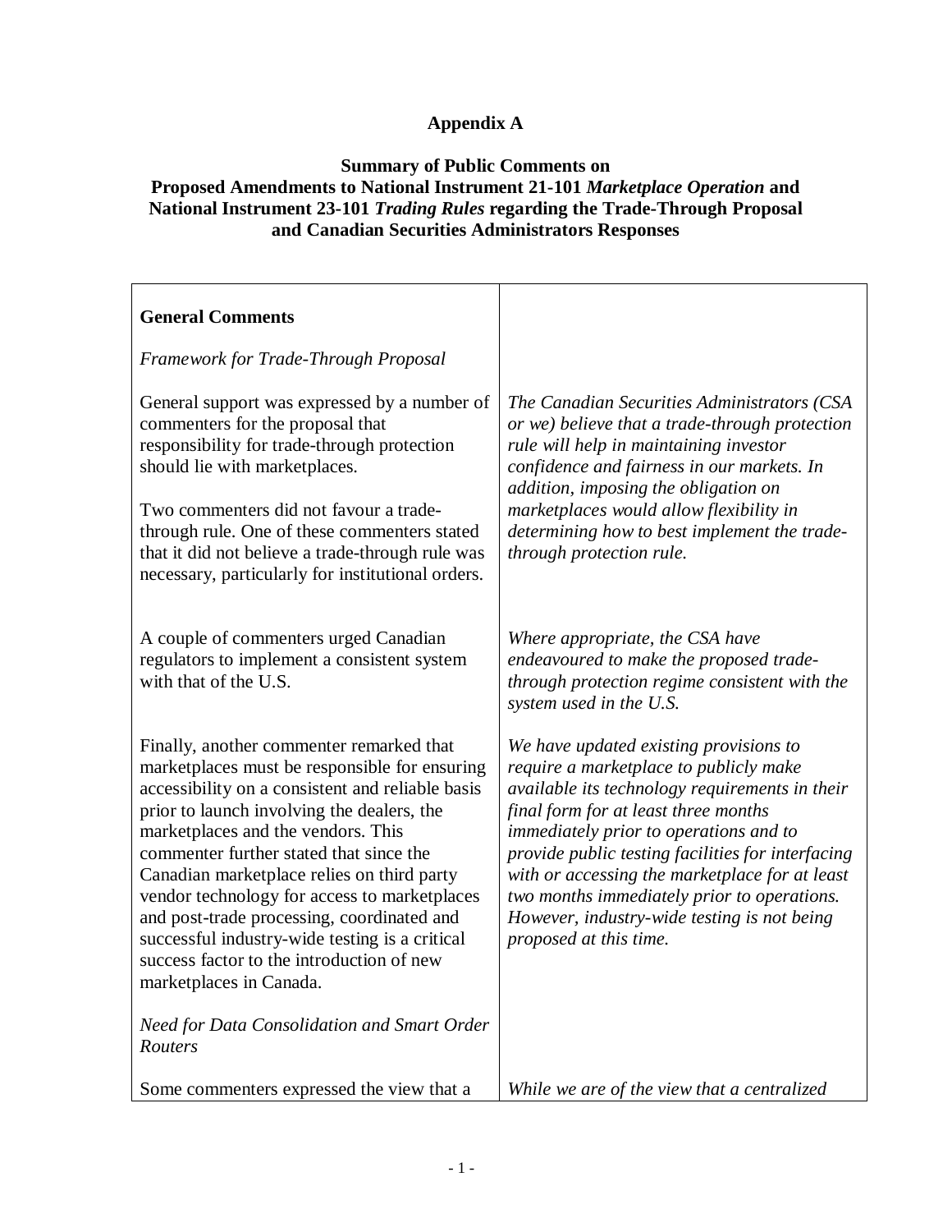# Appendix A

## Summary of Public Comments on Proposed Amendments to National Instrument 21-101 *Marketplace Operation* and National Instrument 23-101 *Trading Rules* regarding the Trade-Through Proposal and Canadian Securities Administrators Responses

| | |
|---|---|
| **General Comments** | |
| *Framework for Trade-Through Proposal* | |
| General support was expressed by a number of commenters for the proposal that responsibility for trade-through protection should lie with marketplaces.<br><br>Two commenters did not favour a trade-through rule. One of these commenters stated that it did not believe a trade-through rule was necessary, particularly for institutional orders. | *The Canadian Securities Administrators (CSA or we) believe that a trade-through protection rule will help in maintaining investor confidence and fairness in our markets. In addition, imposing the obligation on marketplaces would allow flexibility in determining how to best implement the trade-through protection rule.* |
| A couple of commenters urged Canadian regulators to implement a consistent system with that of the U.S. | *Where appropriate, the CSA have endeavoured to make the proposed trade-through protection regime consistent with the system used in the U.S.* |
| Finally, another commenter remarked that marketplaces must be responsible for ensuring accessibility on a consistent and reliable basis prior to launch involving the dealers, the marketplaces and the vendors. This commenter further stated that since the Canadian marketplace relies on third party vendor technology for access to marketplaces and post-trade processing, coordinated and successful industry-wide testing is a critical success factor to the introduction of new marketplaces in Canada. | *We have updated existing provisions to require a marketplace to publicly make available its technology requirements in their final form for at least three months immediately prior to operations and to provide public testing facilities for interfacing with or accessing the marketplace for at least two months immediately prior to operations. However, industry-wide testing is not being proposed at this time.* |
| *Need for Data Consolidation and Smart Order Routers* | |
| Some commenters expressed the view that a | *While we are of the view that a centralized* |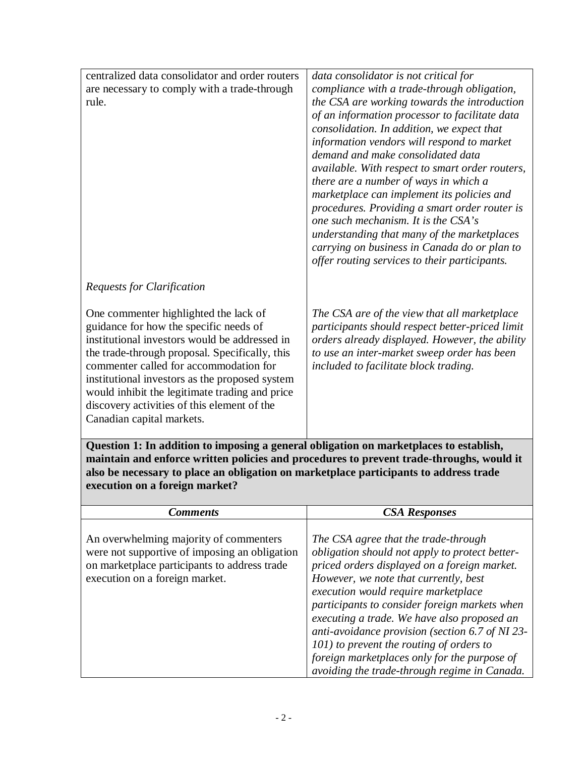| | |
|---|---|
| centralized data consolidator and order routers are necessary to comply with a trade-through rule. | *data consolidator is not critical for compliance with a trade-through obligation, the CSA are working towards the introduction of an information processor to facilitate data consolidation. In addition, we expect that information vendors will respond to market demand and make consolidated data available. With respect to smart order routers, there are a number of ways in which a marketplace can implement its policies and procedures. Providing a smart order router is one such mechanism. It is the CSA's understanding that many of the marketplaces carrying on business in Canada do or plan to offer routing services to their participants.* |
| *Requests for Clarification* | |
| One commenter highlighted the lack of guidance for how the specific needs of institutional investors would be addressed in the trade-through proposal. Specifically, this commenter called for accommodation for institutional investors as the proposed system would inhibit the legitimate trading and price discovery activities of this element of the Canadian capital markets. | *The CSA are of the view that all marketplace participants should respect better-priced limit orders already displayed. However, the ability to use an inter-market sweep order has been included to facilitate block trading.* |

**Question 1: In addition to imposing a general obligation on marketplaces to establish, maintain and enforce written policies and procedures to prevent trade-throughs, would it also be necessary to place an obligation on marketplace participants to address trade execution on a foreign market?**

| ***Comments*** | ***CSA Responses*** |
|---|---|
| An overwhelming majority of commenters were not supportive of imposing an obligation on marketplace participants to address trade execution on a foreign market. | *The CSA agree that the trade-through obligation should not apply to protect better-priced orders displayed on a foreign market. However, we note that currently, best execution would require marketplace participants to consider foreign markets when executing a trade. We have also proposed an anti-avoidance provision (section 6.7 of NI 23-101) to prevent the routing of orders to foreign marketplaces only for the purpose of avoiding the trade-through regime in Canada.* |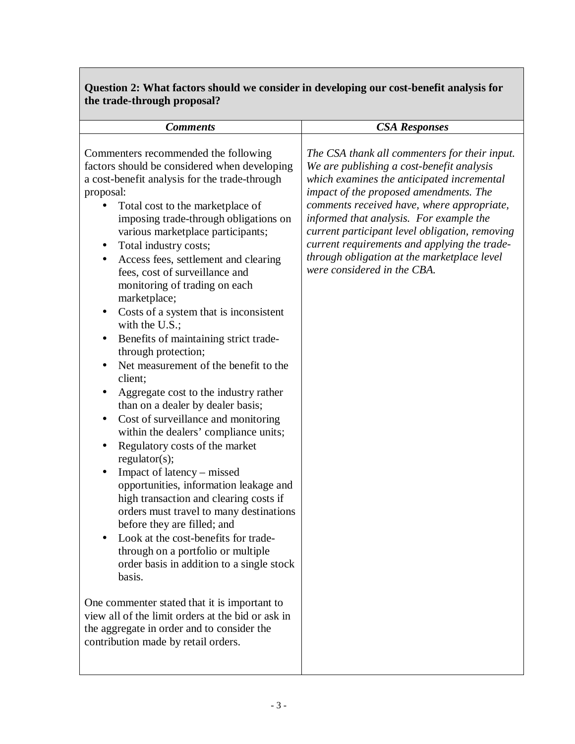| **Question 2: What factors should we consider in developing our cost-benefit analysis for the trade-through proposal?** | |
|---|---|
| ***Comments*** | ***CSA Responses*** |
| Commenters recommended the following factors should be considered when developing a cost-benefit analysis for the trade-through proposal:<br>• Total cost to the marketplace of imposing trade-through obligations on various marketplace participants;<br>• Total industry costs;<br>• Access fees, settlement and clearing fees, cost of surveillance and monitoring of trading on each marketplace;<br>• Costs of a system that is inconsistent with the U.S.;<br>• Benefits of maintaining strict trade-through protection;<br>• Net measurement of the benefit to the client;<br>• Aggregate cost to the industry rather than on a dealer by dealer basis;<br>• Cost of surveillance and monitoring within the dealers' compliance units;<br>• Regulatory costs of the market regulator(s);<br>• Impact of latency – missed opportunities, information leakage and high transaction and clearing costs if orders must travel to many destinations before they are filled; and<br>• Look at the cost-benefits for trade-through on a portfolio or multiple order basis in addition to a single stock basis.<br><br>One commenter stated that it is important to view all of the limit orders at the bid or ask in the aggregate in order and to consider the contribution made by retail orders. | *The CSA thank all commenters for their input. We are publishing a cost-benefit analysis which examines the anticipated incremental impact of the proposed amendments. The comments received have, where appropriate, informed that analysis. For example the current participant level obligation, removing current requirements and applying the trade-through obligation at the marketplace level were considered in the CBA.* |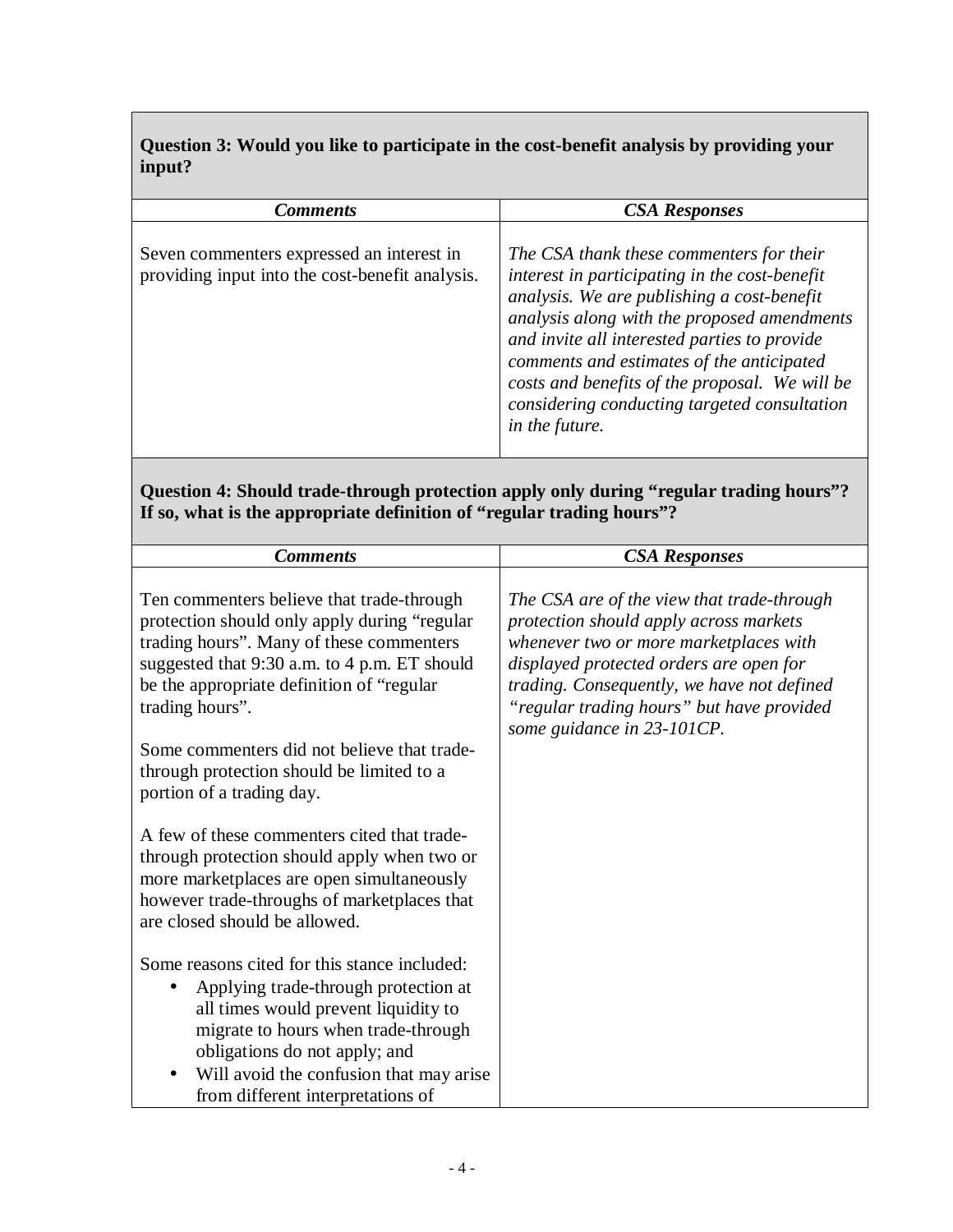**Question 3: Would you like to participate in the cost-benefit analysis by providing your input?**

| *Comments* | *CSA Responses* |
|---|---|
| Seven commenters expressed an interest in providing input into the cost-benefit analysis. | *The CSA thank these commenters for their interest in participating in the cost-benefit analysis. We are publishing a cost-benefit analysis along with the proposed amendments and invite all interested parties to provide comments and estimates of the anticipated costs and benefits of the proposal. We will be considering conducting targeted consultation in the future.* |

**Question 4: Should trade-through protection apply only during "regular trading hours"? If so, what is the appropriate definition of "regular trading hours"?**

| *Comments* | *CSA Responses* |
|---|---|
| Ten commenters believe that trade-through protection should only apply during "regular trading hours". Many of these commenters suggested that 9:30 a.m. to 4 p.m. ET should be the appropriate definition of "regular trading hours".<br><br>Some commenters did not believe that trade-through protection should be limited to a portion of a trading day.<br><br>A few of these commenters cited that trade-through protection should apply when two or more marketplaces are open simultaneously however trade-throughs of marketplaces that are closed should be allowed.<br><br>Some reasons cited for this stance included:<br>• Applying trade-through protection at all times would prevent liquidity to migrate to hours when trade-through obligations do not apply; and<br>• Will avoid the confusion that may arise from different interpretations of | *The CSA are of the view that trade-through protection should apply across markets whenever two or more marketplaces with displayed protected orders are open for trading. Consequently, we have not defined "regular trading hours" but have provided some guidance in 23-101CP.* |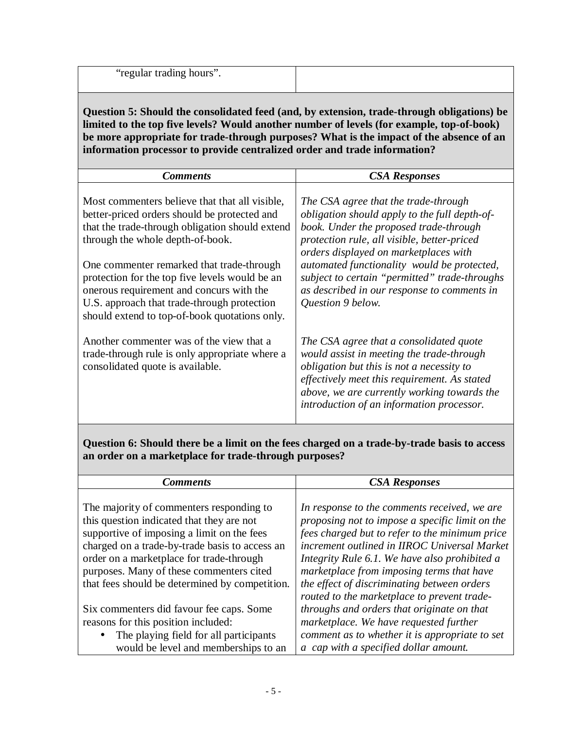| “regular trading hours”. | |
|---|---|

**Question 5: Should the consolidated feed (and, by extension, trade-through obligations) be limited to the top five levels? Would another number of levels (for example, top-of-book) be more appropriate for trade-through purposes? What is the impact of the absence of an information processor to provide centralized order and trade information?**

| *Comments* | *CSA Responses* |
|---|---|
| Most commenters believe that that all visible, better-priced orders should be protected and that the trade-through obligation should extend through the whole depth-of-book.<br><br>One commenter remarked that trade-through protection for the top five levels would be an onerous requirement and concurs with the U.S. approach that trade-through protection should extend to top-of-book quotations only. | *The CSA agree that the trade-through obligation should apply to the full depth-of-book. Under the proposed trade-through protection rule, all visible, better-priced orders displayed on marketplaces with automated functionality would be protected, subject to certain “permitted” trade-throughs as described in our response to comments in Question 9 below.* |
| Another commenter was of the view that a trade-through rule is only appropriate where a consolidated quote is available. | *The CSA agree that a consolidated quote would assist in meeting the trade-through obligation but this is not a necessity to effectively meet this requirement. As stated above, we are currently working towards the introduction of an information processor.* |

**Question 6: Should there be a limit on the fees charged on a trade-by-trade basis to access an order on a marketplace for trade-through purposes?**

| *Comments* | *CSA Responses* |
|---|---|
| The majority of commenters responding to this question indicated that they are not supportive of imposing a limit on the fees charged on a trade-by-trade basis to access an order on a marketplace for trade-through purposes. Many of these commenters cited that fees should be determined by competition.<br><br>Six commenters did favour fee caps. Some reasons for this position included:<br>• The playing field for all participants would be level and memberships to an | *In response to the comments received, we are proposing not to impose a specific limit on the fees charged but to refer to the minimum price increment outlined in IIROC Universal Market Integrity Rule 6.1. We have also prohibited a marketplace from imposing terms that have the effect of discriminating between orders routed to the marketplace to prevent trade-throughs and orders that originate on that marketplace. We have requested further comment as to whether it is appropriate to set a cap with a specified dollar amount.* |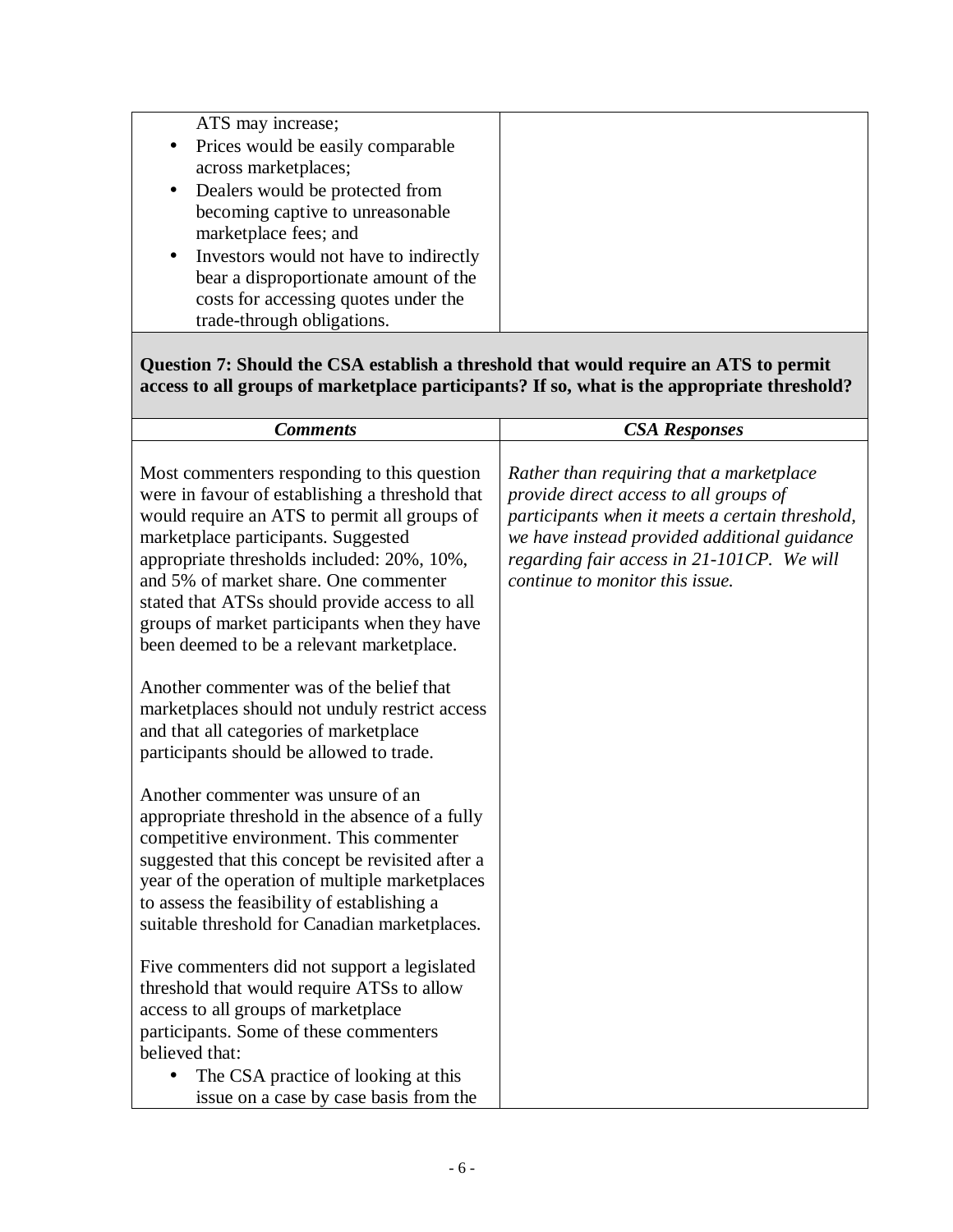| | |
|---|---|
| ATS may increase;<br>• Prices would be easily comparable across marketplaces;<br>• Dealers would be protected from becoming captive to unreasonable marketplace fees; and<br>• Investors would not have to indirectly bear a disproportionate amount of the costs for accessing quotes under the trade-through obligations. | |

**Question 7: Should the CSA establish a threshold that would require an ATS to permit access to all groups of marketplace participants? If so, what is the appropriate threshold?**

| ***Comments*** | ***CSA Responses*** |
|---|---|
| Most commenters responding to this question were in favour of establishing a threshold that would require an ATS to permit all groups of marketplace participants. Suggested appropriate thresholds included: 20%, 10%, and 5% of market share. One commenter stated that ATSs should provide access to all groups of market participants when they have been deemed to be a relevant marketplace.<br><br>Another commenter was of the belief that marketplaces should not unduly restrict access and that all categories of marketplace participants should be allowed to trade.<br><br>Another commenter was unsure of an appropriate threshold in the absence of a fully competitive environment. This commenter suggested that this concept be revisited after a year of the operation of multiple marketplaces to assess the feasibility of establishing a suitable threshold for Canadian marketplaces.<br><br>Five commenters did not support a legislated threshold that would require ATSs to allow access to all groups of marketplace participants. Some of these commenters believed that:<br>• The CSA practice of looking at this issue on a case by case basis from the | *Rather than requiring that a marketplace provide direct access to all groups of participants when it meets a certain threshold, we have instead provided additional guidance regarding fair access in 21-101CP. We will continue to monitor this issue.* |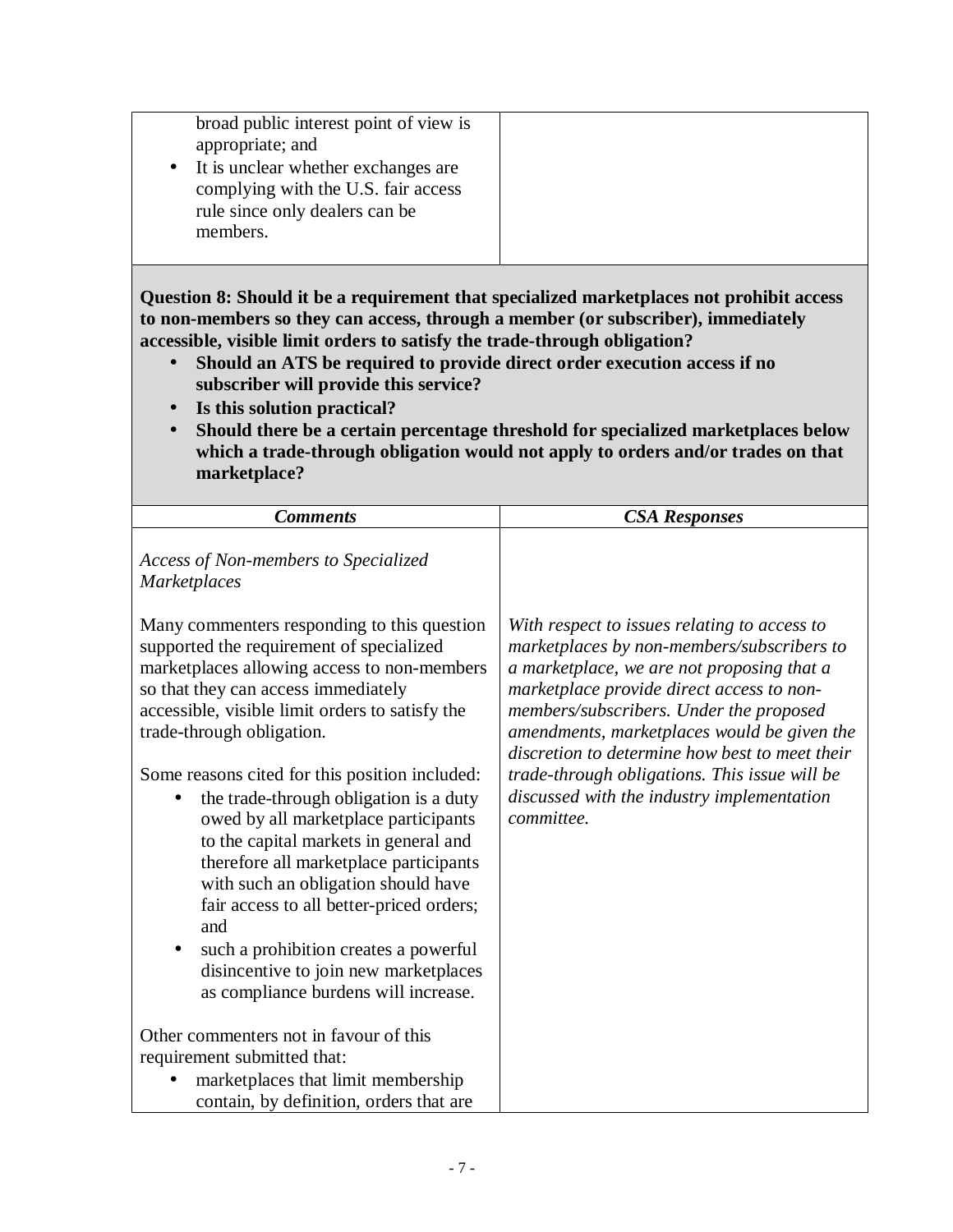| | |
|---|---|
| broad public interest point of view is appropriate; and<br>• It is unclear whether exchanges are complying with the U.S. fair access rule since only dealers can be members. | |

**Question 8: Should it be a requirement that specialized marketplaces not prohibit access to non-members so they can access, through a member (or subscriber), immediately accessible, visible limit orders to satisfy the trade-through obligation?**

- **Should an ATS be required to provide direct order execution access if no subscriber will provide this service?**
- **Is this solution practical?**
- **Should there be a certain percentage threshold for specialized marketplaces below which a trade-through obligation would not apply to orders and/or trades on that marketplace?**

| ***Comments*** | ***CSA Responses*** |
|---|---|
| *Access of Non-members to Specialized Marketplaces*<br><br>Many commenters responding to this question supported the requirement of specialized marketplaces allowing access to non-members so that they can access immediately accessible, visible limit orders to satisfy the trade-through obligation.<br><br>Some reasons cited for this position included:<br>• the trade-through obligation is a duty owed by all marketplace participants to the capital markets in general and therefore all marketplace participants with such an obligation should have fair access to all better-priced orders; and<br>• such a prohibition creates a powerful disincentive to join new marketplaces as compliance burdens will increase.<br><br>Other commenters not in favour of this requirement submitted that:<br>• marketplaces that limit membership contain, by definition, orders that are | *With respect to issues relating to access to marketplaces by non-members/subscribers to a marketplace, we are not proposing that a marketplace provide direct access to non-members/subscribers. Under the proposed amendments, marketplaces would be given the discretion to determine how best to meet their trade-through obligations. This issue will be discussed with the industry implementation committee.* |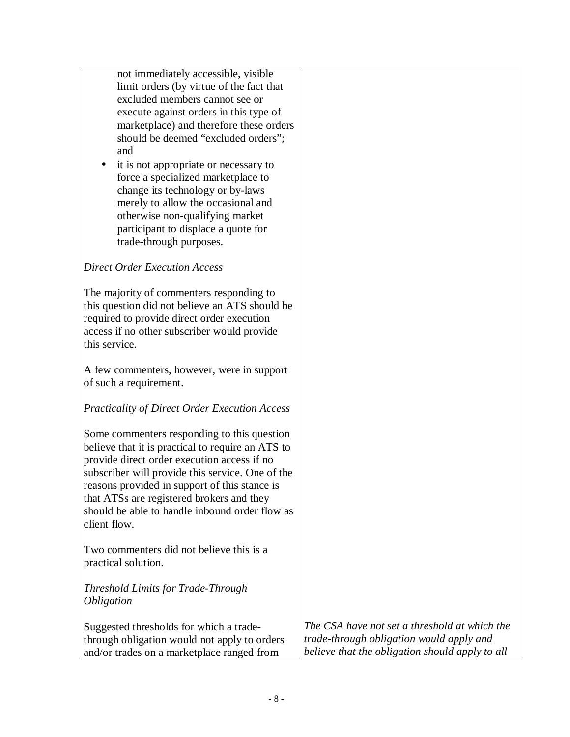| | |
|---|---|
| not immediately accessible, visible limit orders (by virtue of the fact that excluded members cannot see or execute against orders in this type of marketplace) and therefore these orders should be deemed "excluded orders"; and<br>• it is not appropriate or necessary to force a specialized marketplace to change its technology or by-laws merely to allow the occasional and otherwise non-qualifying market participant to displace a quote for trade-through purposes.<br><br>*Direct Order Execution Access*<br><br>The majority of commenters responding to this question did not believe an ATS should be required to provide direct order execution access if no other subscriber would provide this service.<br><br>A few commenters, however, were in support of such a requirement.<br><br>*Practicality of Direct Order Execution Access*<br><br>Some commenters responding to this question believe that it is practical to require an ATS to provide direct order execution access if no subscriber will provide this service. One of the reasons provided in support of this stance is that ATSs are registered brokers and they should be able to handle inbound order flow as client flow.<br><br>Two commenters did not believe this is a practical solution.<br><br>*Threshold Limits for Trade-Through Obligation*<br><br>Suggested thresholds for which a trade-through obligation would not apply to orders and/or trades on a marketplace ranged from | <br><br><br><br><br><br><br><br><br><br><br><br><br><br><br><br><br><br><br><br><br><br><br><br><br><br><br><br><br><br><br><br><br><br>*The CSA have not set a threshold at which the trade-through obligation would apply and believe that the obligation should apply to all* |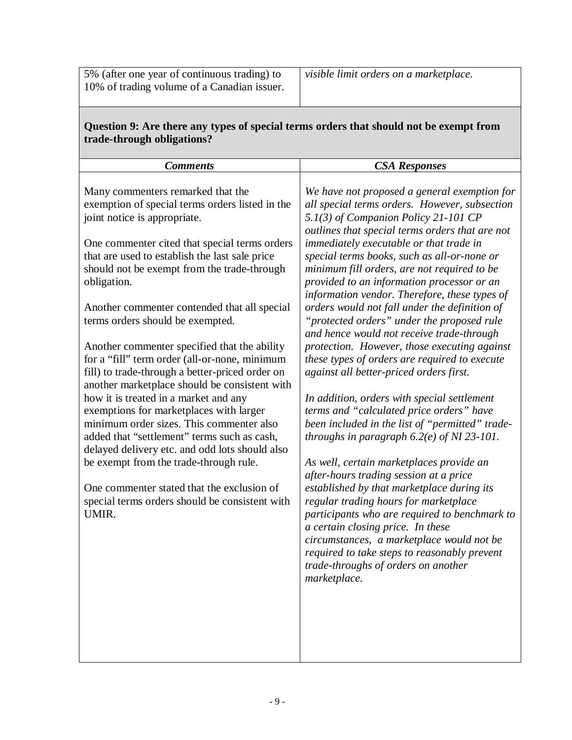| | |
|---|---|
| 5% (after one year of continuous trading) to 10% of trading volume of a Canadian issuer. | *visible limit orders on a marketplace.* |

**Question 9: Are there any types of special terms orders that should not be exempt from trade-through obligations?**

| ***Comments*** | ***CSA Responses*** |
|---|---|
| Many commenters remarked that the exemption of special terms orders listed in the joint notice is appropriate.<br><br>One commenter cited that special terms orders that are used to establish the last sale price should not be exempt from the trade-through obligation.<br><br>Another commenter contended that all special terms orders should be exempted.<br><br>Another commenter specified that the ability for a "fill" term order (all-or-none, minimum fill) to trade-through a better-priced order on another marketplace should be consistent with how it is treated in a market and any exemptions for marketplaces with larger minimum order sizes. This commenter also added that "settlement" terms such as cash, delayed delivery etc. and odd lots should also be exempt from the trade-through rule.<br><br>One commenter stated that the exclusion of special terms orders should be consistent with UMIR. | *We have not proposed a general exemption for all special terms orders. However, subsection 5.1(3) of Companion Policy 21-101 CP outlines that special terms orders that are not immediately executable or that trade in special terms books, such as all-or-none or minimum fill orders, are not required to be provided to an information processor or an information vendor. Therefore, these types of orders would not fall under the definition of "protected orders" under the proposed rule and hence would not receive trade-through protection. However, those executing against these types of orders are required to execute against all better-priced orders first.*<br><br>*In addition, orders with special settlement terms and "calculated price orders" have been included in the list of "permitted" trade-throughs in paragraph 6.2(e) of NI 23-101.*<br><br>*As well, certain marketplaces provide an after-hours trading session at a price established by that marketplace during its regular trading hours for marketplace participants who are required to benchmark to a certain closing price. In these circumstances, a marketplace would not be required to take steps to reasonably prevent trade-throughs of orders on another marketplace.* |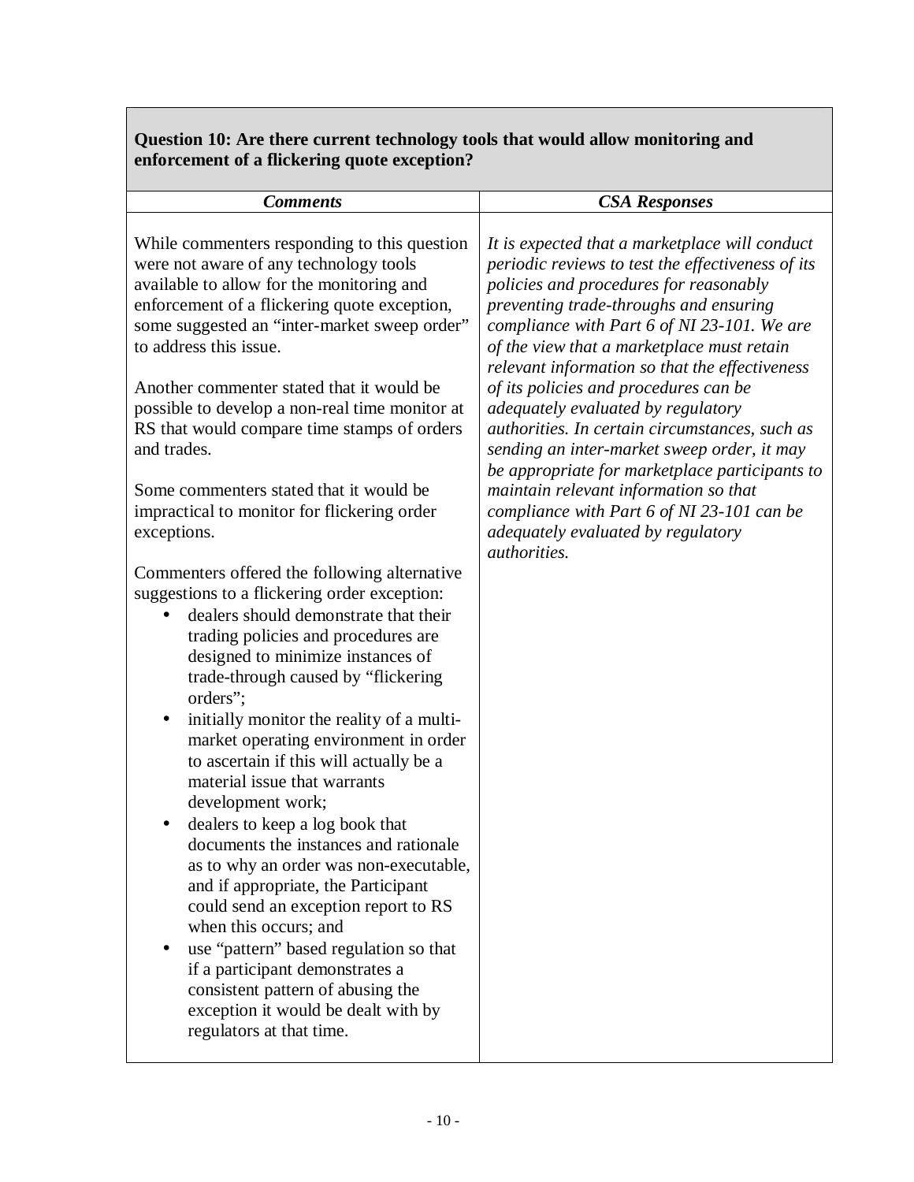| **Question 10: Are there current technology tools that would allow monitoring and enforcement of a flickering quote exception?** | |
|---|---|
| ***Comments*** | ***CSA Responses*** |
| While commenters responding to this question were not aware of any technology tools available to allow for the monitoring and enforcement of a flickering quote exception, some suggested an "inter-market sweep order" to address this issue.<br><br>Another commenter stated that it would be possible to develop a non-real time monitor at RS that would compare time stamps of orders and trades.<br><br>Some commenters stated that it would be impractical to monitor for flickering order exceptions.<br><br>Commenters offered the following alternative suggestions to a flickering order exception:<br>• dealers should demonstrate that their trading policies and procedures are designed to minimize instances of trade-through caused by "flickering orders";<br>• initially monitor the reality of a multi-market operating environment in order to ascertain if this will actually be a material issue that warrants development work;<br>• dealers to keep a log book that documents the instances and rationale as to why an order was non-executable, and if appropriate, the Participant could send an exception report to RS when this occurs; and<br>• use "pattern" based regulation so that if a participant demonstrates a consistent pattern of abusing the exception it would be dealt with by regulators at that time. | *It is expected that a marketplace will conduct periodic reviews to test the effectiveness of its policies and procedures for reasonably preventing trade-throughs and ensuring compliance with Part 6 of NI 23-101. We are of the view that a marketplace must retain relevant information so that the effectiveness of its policies and procedures can be adequately evaluated by regulatory authorities. In certain circumstances, such as sending an inter-market sweep order, it may be appropriate for marketplace participants to maintain relevant information so that compliance with Part 6 of NI 23-101 can be adequately evaluated by regulatory authorities.* |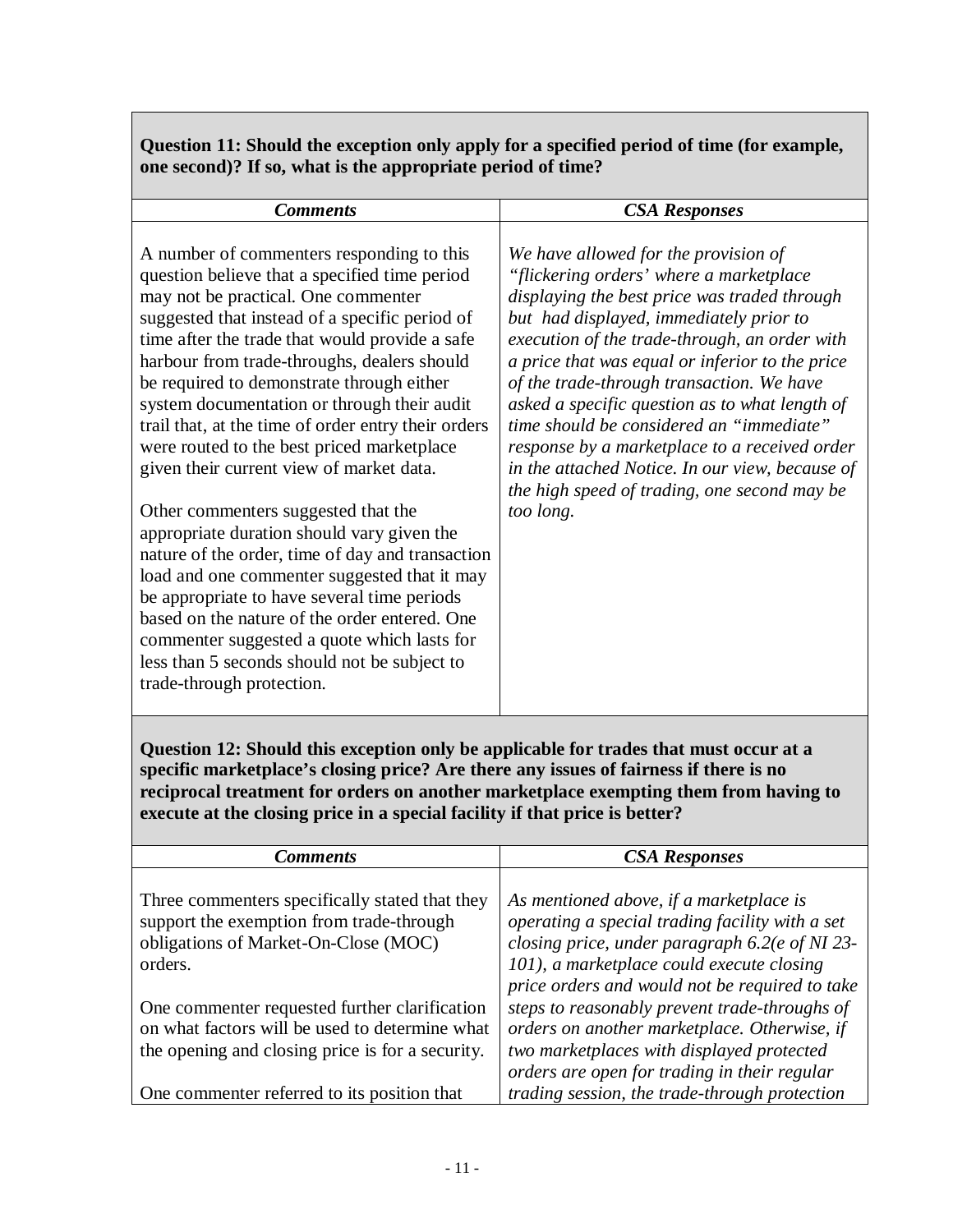**Question 11: Should the exception only apply for a specified period of time (for example, one second)? If so, what is the appropriate period of time?**

| *Comments* | *CSA Responses* |
|---|---|
| A number of commenters responding to this question believe that a specified time period may not be practical. One commenter suggested that instead of a specific period of time after the trade that would provide a safe harbour from trade-throughs, dealers should be required to demonstrate through either system documentation or through their audit trail that, at the time of order entry their orders were routed to the best priced marketplace given their current view of market data.<br><br>Other commenters suggested that the appropriate duration should vary given the nature of the order, time of day and transaction load and one commenter suggested that it may be appropriate to have several time periods based on the nature of the order entered. One commenter suggested a quote which lasts for less than 5 seconds should not be subject to trade-through protection. | *We have allowed for the provision of "flickering orders' where a marketplace displaying the best price was traded through but had displayed, immediately prior to execution of the trade-through, an order with a price that was equal or inferior to the price of the trade-through transaction. We have asked a specific question as to what length of time should be considered an "immediate" response by a marketplace to a received order in the attached Notice. In our view, because of the high speed of trading, one second may be too long.* |

**Question 12: Should this exception only be applicable for trades that must occur at a specific marketplace's closing price? Are there any issues of fairness if there is no reciprocal treatment for orders on another marketplace exempting them from having to execute at the closing price in a special facility if that price is better?**

| *Comments* | *CSA Responses* |
|---|---|
| Three commenters specifically stated that they support the exemption from trade-through obligations of Market-On-Close (MOC) orders.<br><br>One commenter requested further clarification on what factors will be used to determine what the opening and closing price is for a security.<br><br>One commenter referred to its position that | *As mentioned above, if a marketplace is operating a special trading facility with a set closing price, under paragraph 6.2(e of NI 23-101), a marketplace could execute closing price orders and would not be required to take steps to reasonably prevent trade-throughs of orders on another marketplace. Otherwise, if two marketplaces with displayed protected orders are open for trading in their regular trading session, the trade-through protection* |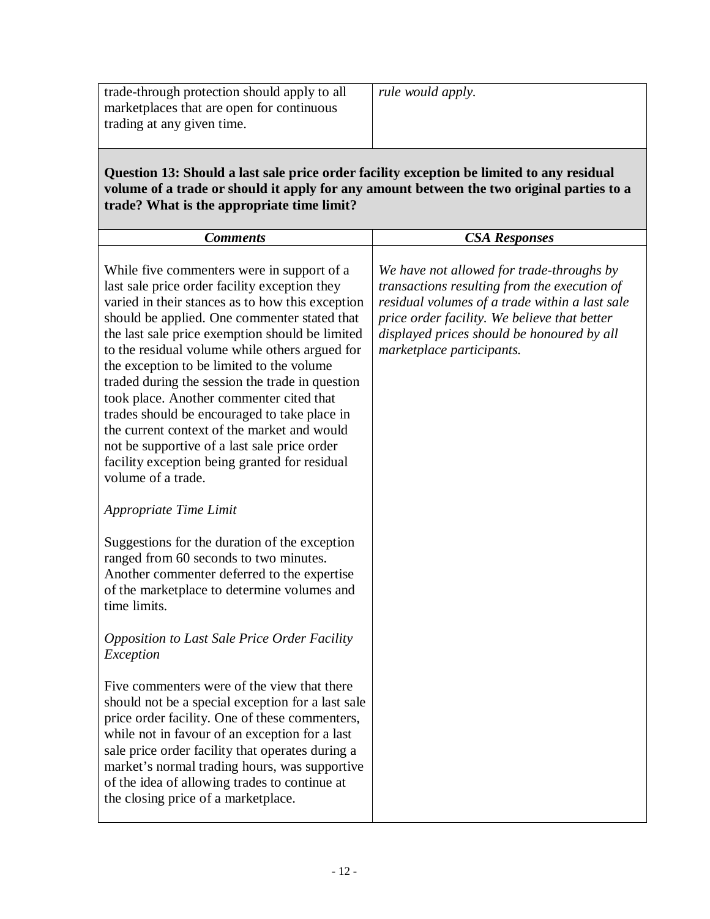| | |
|---|---|
| trade-through protection should apply to all marketplaces that are open for continuous trading at any given time. | *rule would apply.* |

**Question 13: Should a last sale price order facility exception be limited to any residual volume of a trade or should it apply for any amount between the two original parties to a trade? What is the appropriate time limit?**

| ***Comments*** | ***CSA Responses*** |
|---|---|
| While five commenters were in support of a last sale price order facility exception they varied in their stances as to how this exception should be applied. One commenter stated that the last sale price exemption should be limited to the residual volume while others argued for the exception to be limited to the volume traded during the session the trade in question took place. Another commenter cited that trades should be encouraged to take place in the current context of the market and would not be supportive of a last sale price order facility exception being granted for residual volume of a trade.<br><br>*Appropriate Time Limit*<br><br>Suggestions for the duration of the exception ranged from 60 seconds to two minutes. Another commenter deferred to the expertise of the marketplace to determine volumes and time limits.<br><br>*Opposition to Last Sale Price Order Facility Exception*<br><br>Five commenters were of the view that there should not be a special exception for a last sale price order facility. One of these commenters, while not in favour of an exception for a last sale price order facility that operates during a market's normal trading hours, was supportive of the idea of allowing trades to continue at the closing price of a marketplace. | *We have not allowed for trade-throughs by transactions resulting from the execution of residual volumes of a trade within a last sale price order facility. We believe that better displayed prices should be honoured by all marketplace participants.* |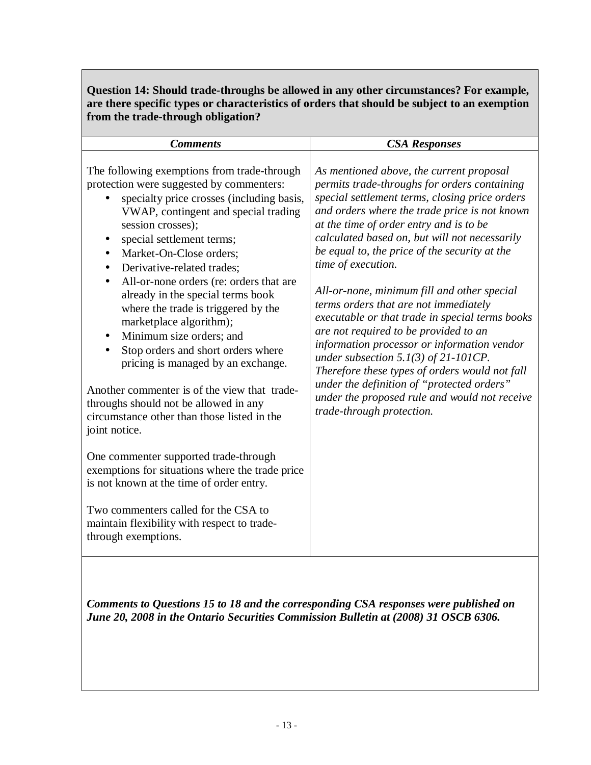**Question 14: Should trade-throughs be allowed in any other circumstances? For example, are there specific types or characteristics of orders that should be subject to an exemption from the trade-through obligation?**

| *Comments* | *CSA Responses* |
|---|---|
| The following exemptions from trade-through protection were suggested by commenters:<br>• specialty price crosses (including basis, VWAP, contingent and special trading session crosses);<br>• special settlement terms;<br>• Market-On-Close orders;<br>• Derivative-related trades;<br>• All-or-none orders (re: orders that are already in the special terms book where the trade is triggered by the marketplace algorithm);<br>• Minimum size orders; and<br>• Stop orders and short orders where pricing is managed by an exchange.<br><br>Another commenter is of the view that trade-throughs should not be allowed in any circumstance other than those listed in the joint notice.<br><br>One commenter supported trade-through exemptions for situations where the trade price is not known at the time of order entry.<br><br>Two commenters called for the CSA to maintain flexibility with respect to trade-through exemptions. | *As mentioned above, the current proposal permits trade-throughs for orders containing special settlement terms, closing price orders and orders where the trade price is not known at the time of order entry and is to be calculated based on, but will not necessarily be equal to, the price of the security at the time of execution.*<br><br>*All-or-none, minimum fill and other special terms orders that are not immediately executable or that trade in special terms books are not required to be provided to an information processor or information vendor under subsection 5.1(3) of 21-101CP. Therefore these types of orders would not fall under the definition of "protected orders" under the proposed rule and would not receive trade-through protection.* |

***Comments to Questions 15 to 18 and the corresponding CSA responses were published on June 20, 2008 in the Ontario Securities Commission Bulletin at (2008) 31 OSCB 6306.***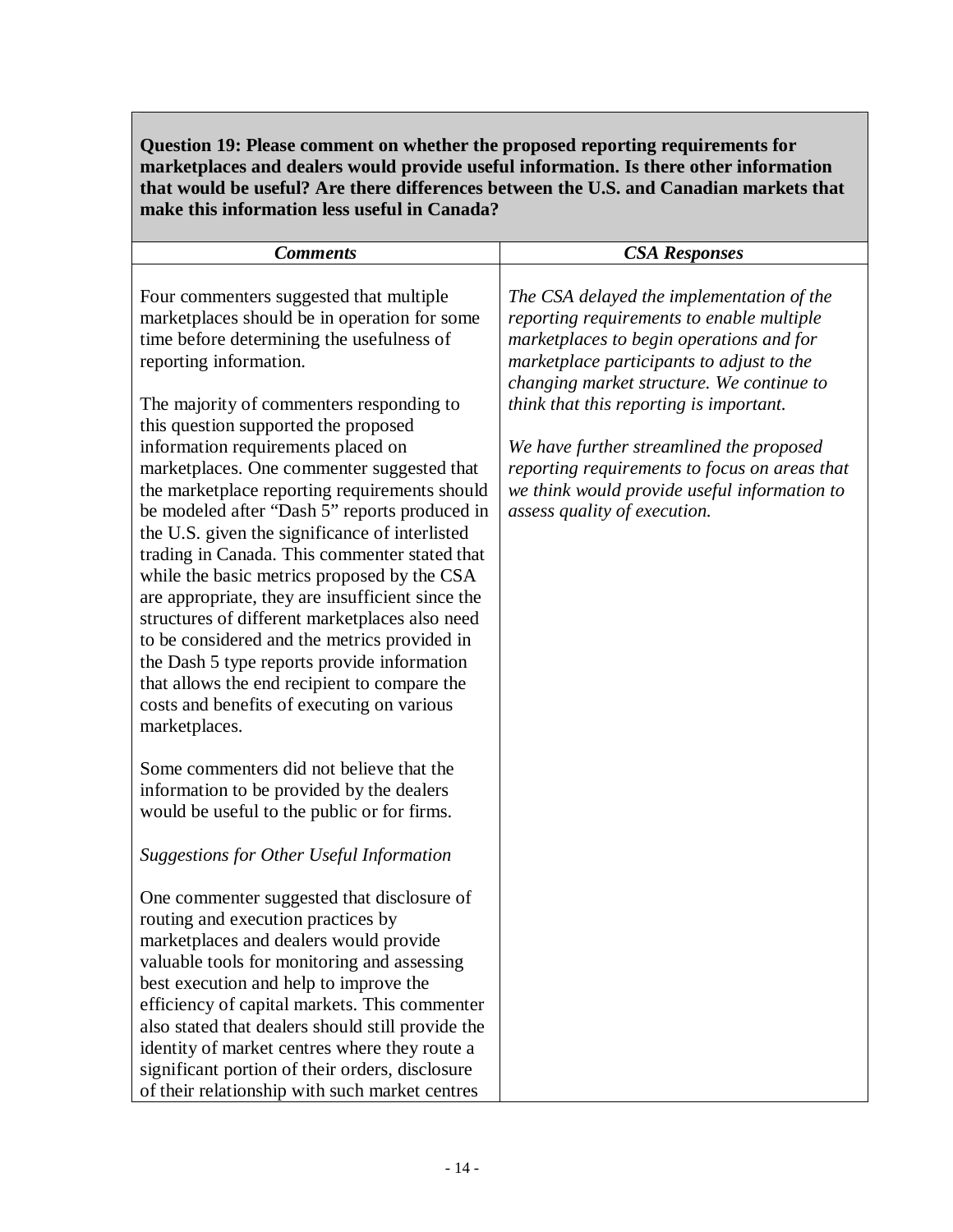**Question 19: Please comment on whether the proposed reporting requirements for marketplaces and dealers would provide useful information. Is there other information that would be useful? Are there differences between the U.S. and Canadian markets that make this information less useful in Canada?**

| ***Comments*** | ***CSA Responses*** |
| --- | --- |
| Four commenters suggested that multiple marketplaces should be in operation for some time before determining the usefulness of reporting information.<br><br>The majority of commenters responding to this question supported the proposed information requirements placed on marketplaces. One commenter suggested that the marketplace reporting requirements should be modeled after "Dash 5" reports produced in the U.S. given the significance of interlisted trading in Canada. This commenter stated that while the basic metrics proposed by the CSA are appropriate, they are insufficient since the structures of different marketplaces also need to be considered and the metrics provided in the Dash 5 type reports provide information that allows the end recipient to compare the costs and benefits of executing on various marketplaces.<br><br>Some commenters did not believe that the information to be provided by the dealers would be useful to the public or for firms.<br><br>*Suggestions for Other Useful Information*<br><br>One commenter suggested that disclosure of routing and execution practices by marketplaces and dealers would provide valuable tools for monitoring and assessing best execution and help to improve the efficiency of capital markets. This commenter also stated that dealers should still provide the identity of market centres where they route a significant portion of their orders, disclosure of their relationship with such market centres | *The CSA delayed the implementation of the reporting requirements to enable multiple marketplaces to begin operations and for marketplace participants to adjust to the changing market structure. We continue to think that this reporting is important.*<br><br>*We have further streamlined the proposed reporting requirements to focus on areas that we think would provide useful information to assess quality of execution.* |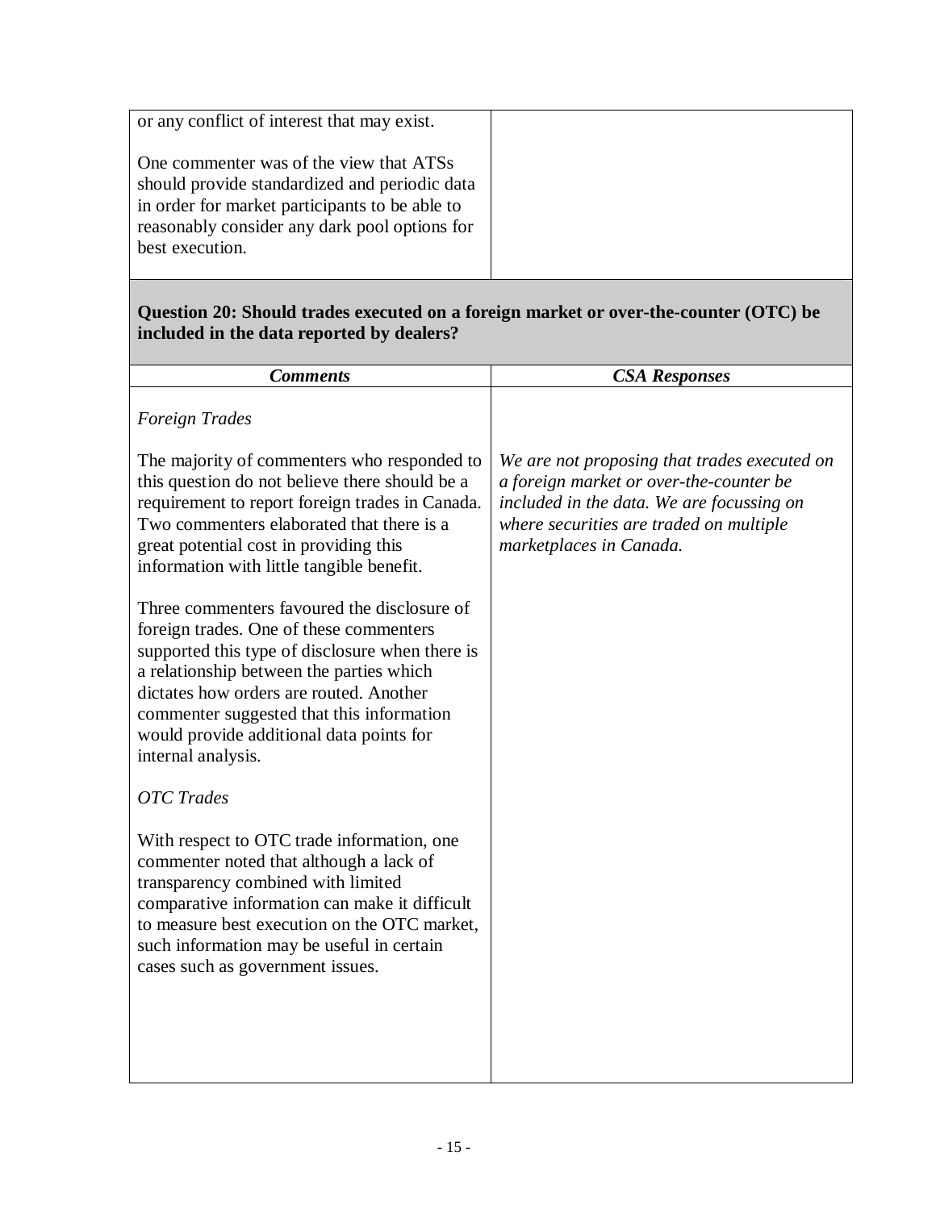| | |
|---|---|
| or any conflict of interest that may exist.<br><br>One commenter was of the view that ATSs should provide standardized and periodic data in order for market participants to be able to reasonably consider any dark pool options for best execution. | |

**Question 20: Should trades executed on a foreign market or over-the-counter (OTC) be included in the data reported by dealers?**

| ***Comments*** | ***CSA Responses*** |
|---|---|
| *Foreign Trades*<br><br>The majority of commenters who responded to this question do not believe there should be a requirement to report foreign trades in Canada. Two commenters elaborated that there is a great potential cost in providing this information with little tangible benefit.<br><br>Three commenters favoured the disclosure of foreign trades. One of these commenters supported this type of disclosure when there is a relationship between the parties which dictates how orders are routed. Another commenter suggested that this information would provide additional data points for internal analysis.<br><br>*OTC Trades*<br><br>With respect to OTC trade information, one commenter noted that although a lack of transparency combined with limited comparative information can make it difficult to measure best execution on the OTC market, such information may be useful in certain cases such as government issues. | *We are not proposing that trades executed on a foreign market or over-the-counter be included in the data. We are focussing on where securities are traded on multiple marketplaces in Canada.* |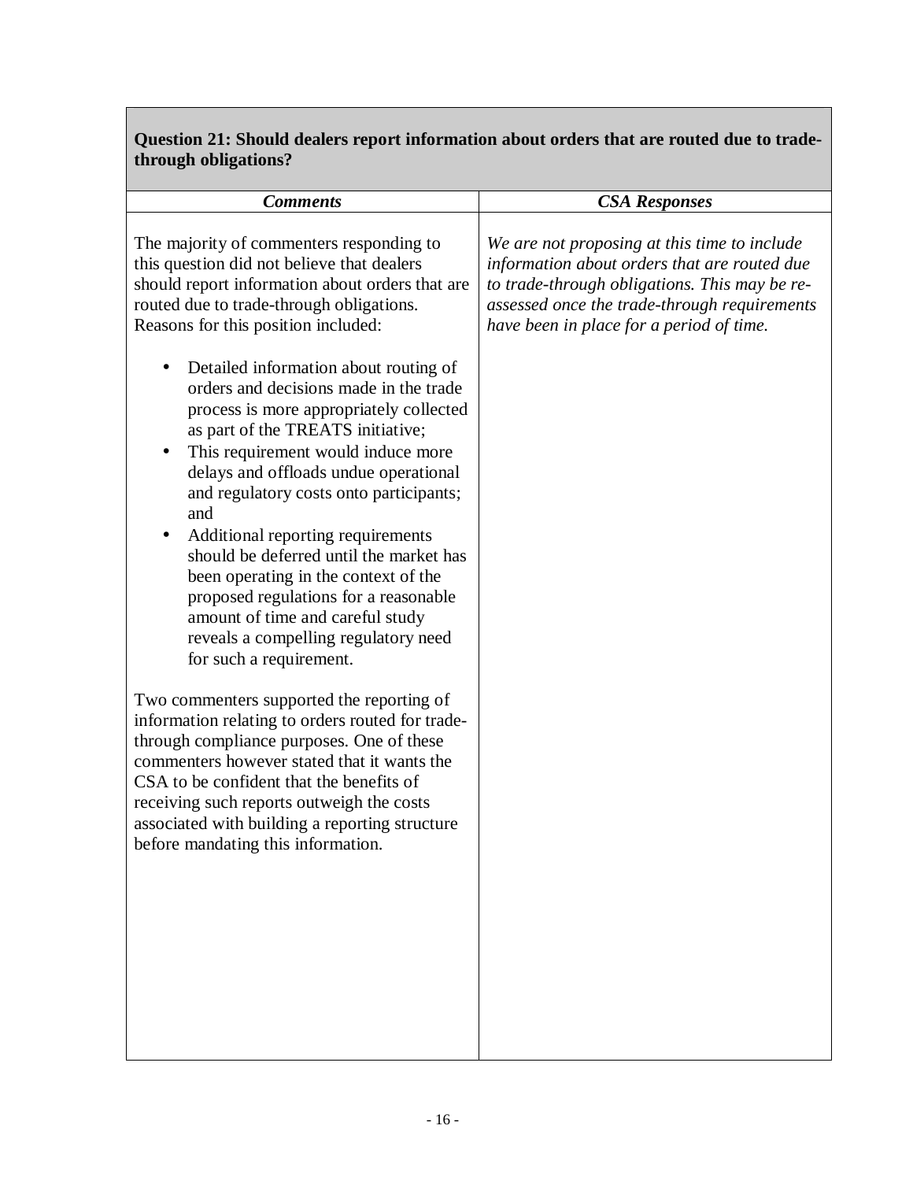| **Question 21: Should dealers report information about orders that are routed due to trade-through obligations?** | |
|---|---|
| ***Comments*** | ***CSA Responses*** |
| The majority of commenters responding to this question did not believe that dealers should report information about orders that are routed due to trade-through obligations. Reasons for this position included:<br><br>• Detailed information about routing of orders and decisions made in the trade process is more appropriately collected as part of the TREATS initiative;<br>• This requirement would induce more delays and offloads undue operational and regulatory costs onto participants; and<br>• Additional reporting requirements should be deferred until the market has been operating in the context of the proposed regulations for a reasonable amount of time and careful study reveals a compelling regulatory need for such a requirement.<br><br>Two commenters supported the reporting of information relating to orders routed for trade-through compliance purposes. One of these commenters however stated that it wants the CSA to be confident that the benefits of receiving such reports outweigh the costs associated with building a reporting structure before mandating this information. | *We are not proposing at this time to include information about orders that are routed due to trade-through obligations. This may be re-assessed once the trade-through requirements have been in place for a period of time.* |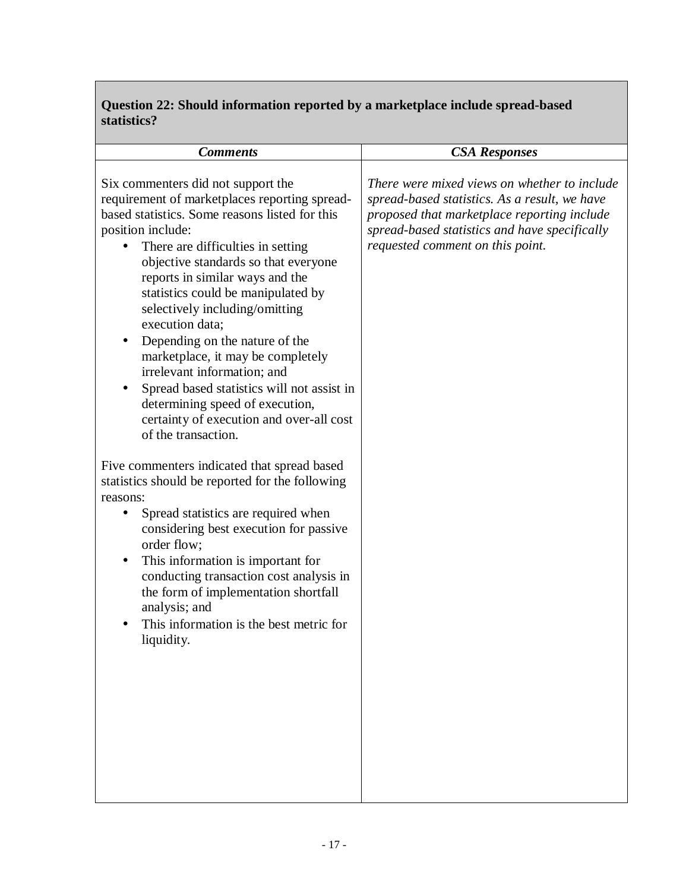| **Question 22: Should information reported by a marketplace include spread-based statistics?** | |
|---|---|
| ***Comments*** | ***CSA Responses*** |
| Six commenters did not support the requirement of marketplaces reporting spread-based statistics. Some reasons listed for this position include:<br>• There are difficulties in setting objective standards so that everyone reports in similar ways and the statistics could be manipulated by selectively including/omitting execution data;<br>• Depending on the nature of the marketplace, it may be completely irrelevant information; and<br>• Spread based statistics will not assist in determining speed of execution, certainty of execution and over-all cost of the transaction.<br><br>Five commenters indicated that spread based statistics should be reported for the following reasons:<br>• Spread statistics are required when considering best execution for passive order flow;<br>• This information is important for conducting transaction cost analysis in the form of implementation shortfall analysis; and<br>• This information is the best metric for liquidity. | *There were mixed views on whether to include spread-based statistics. As a result, we have proposed that marketplace reporting include spread-based statistics and have specifically requested comment on this point.* |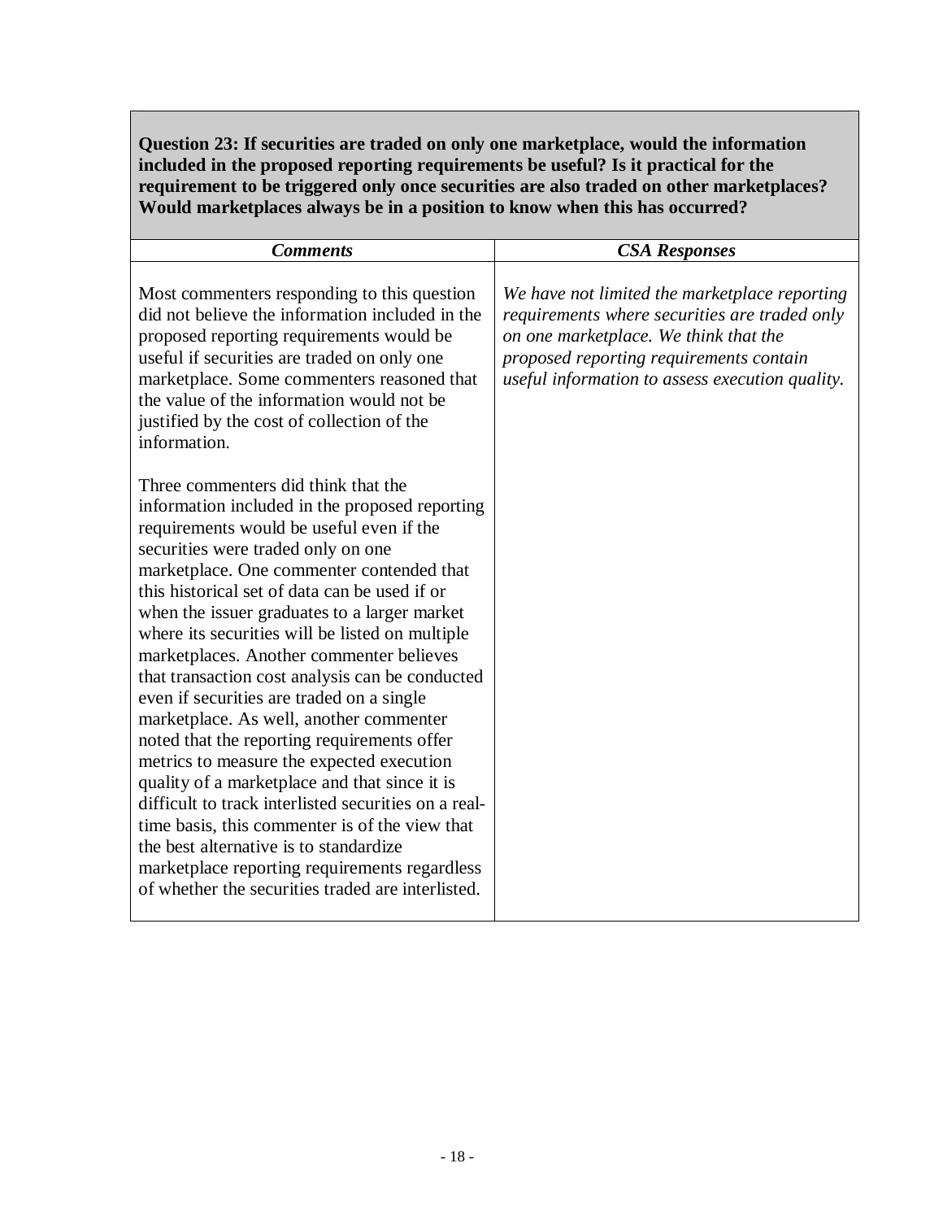**Question 23: If securities are traded on only one marketplace, would the information included in the proposed reporting requirements be useful? Is it practical for the requirement to be triggered only once securities are also traded on other marketplaces? Would marketplaces always be in a position to know when this has occurred?**

| ***Comments*** | ***CSA Responses*** |
|---|---|
| Most commenters responding to this question did not believe the information included in the proposed reporting requirements would be useful if securities are traded on only one marketplace. Some commenters reasoned that the value of the information would not be justified by the cost of collection of the information.<br><br>Three commenters did think that the information included in the proposed reporting requirements would be useful even if the securities were traded only on one marketplace. One commenter contended that this historical set of data can be used if or when the issuer graduates to a larger market where its securities will be listed on multiple marketplaces. Another commenter believes that transaction cost analysis can be conducted even if securities are traded on a single marketplace. As well, another commenter noted that the reporting requirements offer metrics to measure the expected execution quality of a marketplace and that since it is difficult to track interlisted securities on a real-time basis, this commenter is of the view that the best alternative is to standardize marketplace reporting requirements regardless of whether the securities traded are interlisted. | *We have not limited the marketplace reporting requirements where securities are traded only on one marketplace. We think that the proposed reporting requirements contain useful information to assess execution quality.* |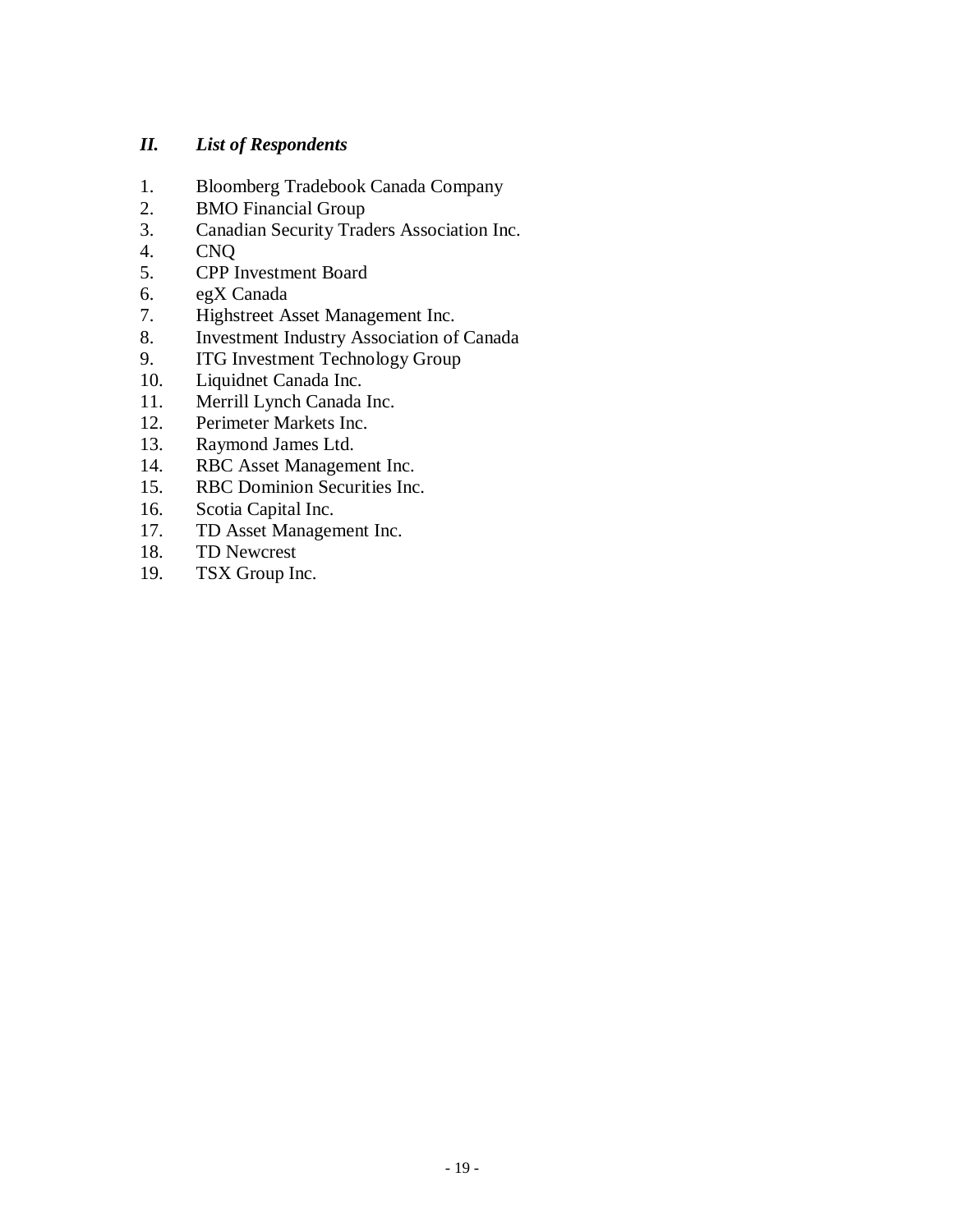## *II. List of Respondents*

1. Bloomberg Tradebook Canada Company
2. BMO Financial Group
3. Canadian Security Traders Association Inc.
4. CNQ
5. CPP Investment Board
6. egX Canada
7. Highstreet Asset Management Inc.
8. Investment Industry Association of Canada
9. ITG Investment Technology Group
10. Liquidnet Canada Inc.
11. Merrill Lynch Canada Inc.
12. Perimeter Markets Inc.
13. Raymond James Ltd.
14. RBC Asset Management Inc.
15. RBC Dominion Securities Inc.
16. Scotia Capital Inc.
17. TD Asset Management Inc.
18. TD Newcrest
19. TSX Group Inc.